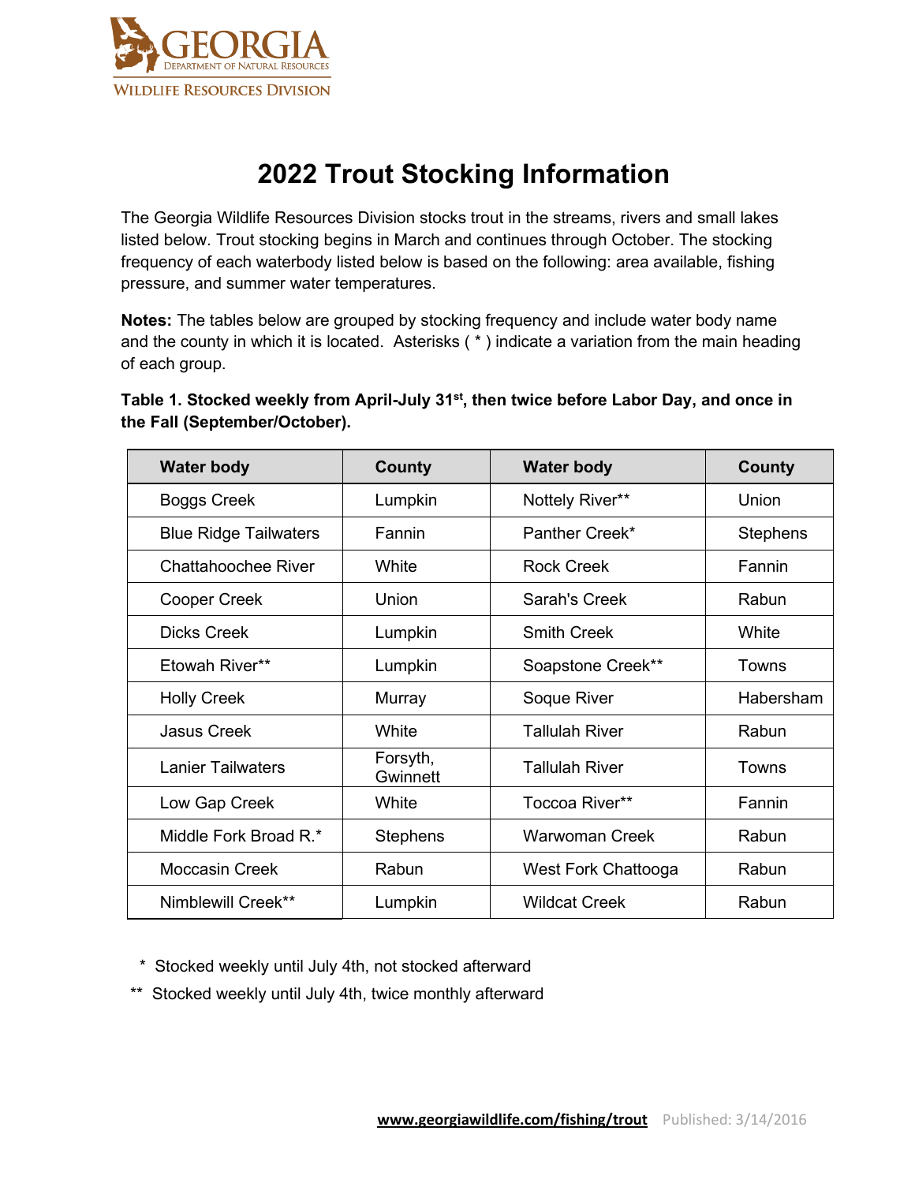GEORGIA DEPARTMENT OF NATURAL RESOURCES
WILDLIFE RESOURCES DIVISION

# 2022 Trout Stocking Information

The Georgia Wildlife Resources Division stocks trout in the streams, rivers and small lakes listed below. Trout stocking begins in March and continues through October. The stocking frequency of each waterbody listed below is based on the following: area available, fishing pressure, and summer water temperatures.

**Notes:** The tables below are grouped by stocking frequency and include water body name and the county in which it is located. Asterisks ( * ) indicate a variation from the main heading of each group.

**Table 1. Stocked weekly from April-July 31st, then twice before Labor Day, and once in the Fall (September/October).**

| Water body | County | Water body | County |
|---|---|---|---|
| Boggs Creek | Lumpkin | Nottely River** | Union |
| Blue Ridge Tailwaters | Fannin | Panther Creek* | Stephens |
| Chattahoochee River | White | Rock Creek | Fannin |
| Cooper Creek | Union | Sarah's Creek | Rabun |
| Dicks Creek | Lumpkin | Smith Creek | White |
| Etowah River** | Lumpkin | Soapstone Creek** | Towns |
| Holly Creek | Murray | Soque River | Habersham |
| Jasus Creek | White | Tallulah River | Rabun |
| Lanier Tailwaters | Forsyth, Gwinnett | Tallulah River | Towns |
| Low Gap Creek | White | Toccoa River** | Fannin |
| Middle Fork Broad R.* | Stephens | Warwoman Creek | Rabun |
| Moccasin Creek | Rabun | West Fork Chattooga | Rabun |
| Nimblewill Creek** | Lumpkin | Wildcat Creek | Rabun |

\* Stocked weekly until July 4th, not stocked afterward

** Stocked weekly until July 4th, twice monthly afterward

www.georgiawildlife.com/fishing/trout Published: 3/14/2016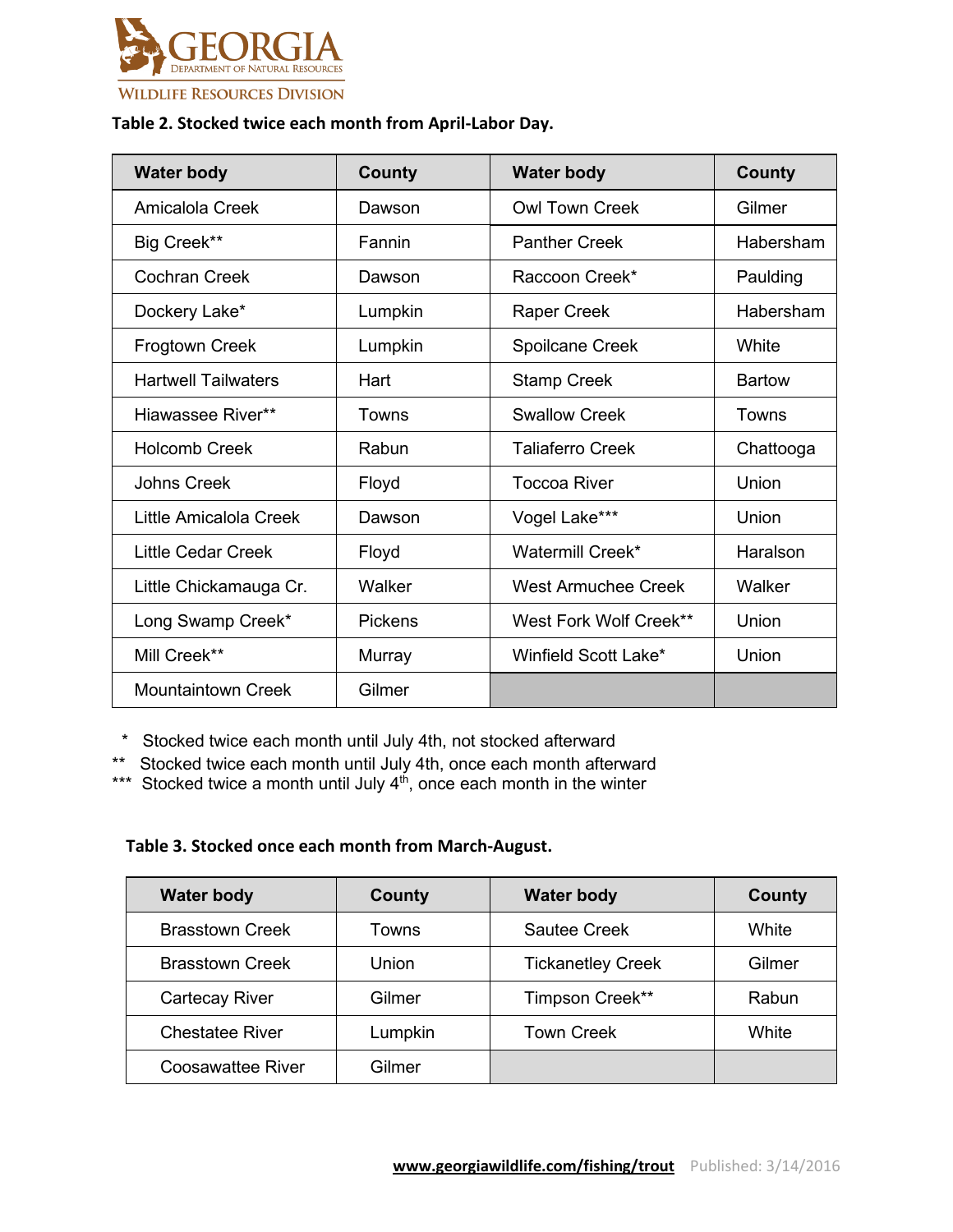GEORGIA DEPARTMENT OF NATURAL RESOURCES
WILDLIFE RESOURCES DIVISION

**Table 2. Stocked twice each month from April-Labor Day.**

| Water body | County | Water body | County |
|---|---|---|---|
| Amicalola Creek | Dawson | Owl Town Creek | Gilmer |
| Big Creek** | Fannin | Panther Creek | Habersham |
| Cochran Creek | Dawson | Raccoon Creek* | Paulding |
| Dockery Lake* | Lumpkin | Raper Creek | Habersham |
| Frogtown Creek | Lumpkin | Spoilcane Creek | White |
| Hartwell Tailwaters | Hart | Stamp Creek | Bartow |
| Hiawassee River** | Towns | Swallow Creek | Towns |
| Holcomb Creek | Rabun | Taliaferro Creek | Chattooga |
| Johns Creek | Floyd | Toccoa River | Union |
| Little Amicalola Creek | Dawson | Vogel Lake*** | Union |
| Little Cedar Creek | Floyd | Watermill Creek* | Haralson |
| Little Chickamauga Cr. | Walker | West Armuchee Creek | Walker |
| Long Swamp Creek* | Pickens | West Fork Wolf Creek** | Union |
| Mill Creek** | Murray | Winfield Scott Lake* | Union |
| Mountaintown Creek | Gilmer | | |

\* Stocked twice each month until July 4th, not stocked afterward
** Stocked twice each month until July 4th, once each month afterward
*** Stocked twice a month until July 4th, once each month in the winter

**Table 3. Stocked once each month from March-August.**

| Water body | County | Water body | County |
|---|---|---|---|
| Brasstown Creek | Towns | Sautee Creek | White |
| Brasstown Creek | Union | Tickanetley Creek | Gilmer |
| Cartecay River | Gilmer | Timpson Creek** | Rabun |
| Chestatee River | Lumpkin | Town Creek | White |
| Coosawattee River | Gilmer | | |

www.georgiawildlife.com/fishing/trout Published: 3/14/2016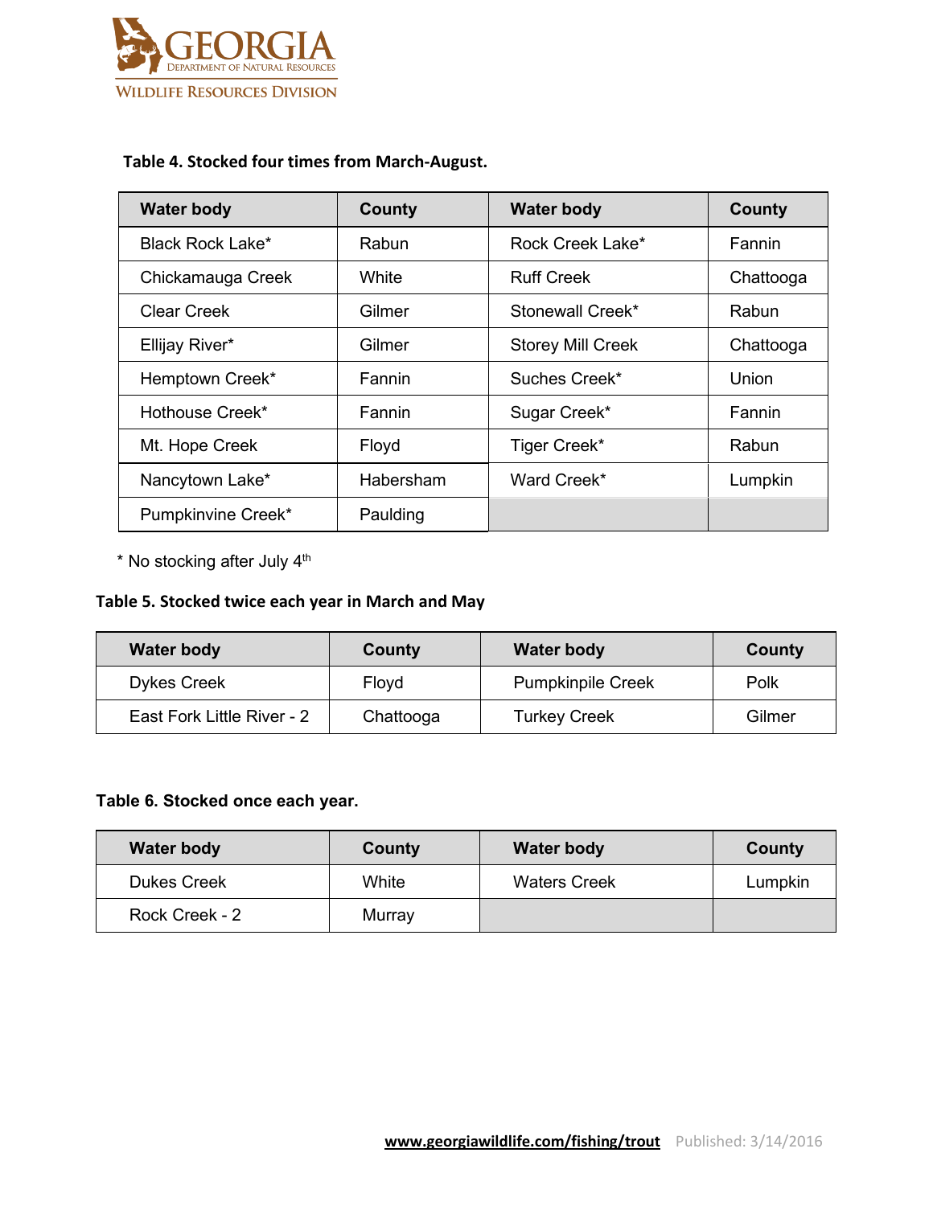**Table 4. Stocked four times from March-August.**

| Water body | County | Water body | County |
|---|---|---|---|
| Black Rock Lake* | Rabun | Rock Creek Lake* | Fannin |
| Chickamauga Creek | White | Ruff Creek | Chattooga |
| Clear Creek | Gilmer | Stonewall Creek* | Rabun |
| Ellijay River* | Gilmer | Storey Mill Creek | Chattooga |
| Hemptown Creek* | Fannin | Suches Creek* | Union |
| Hothouse Creek* | Fannin | Sugar Creek* | Fannin |
| Mt. Hope Creek | Floyd | Tiger Creek* | Rabun |
| Nancytown Lake* | Habersham | Ward Creek* | Lumpkin |
| Pumpkinvine Creek* | Paulding | | |

* No stocking after July 4th

**Table 5. Stocked twice each year in March and May**

| Water body | County | Water body | County |
|---|---|---|---|
| Dykes Creek | Floyd | Pumpkinpile Creek | Polk |
| East Fork Little River - 2 | Chattooga | Turkey Creek | Gilmer |

**Table 6. Stocked once each year.**

| Water body | County | Water body | County |
|---|---|---|---|
| Dukes Creek | White | Waters Creek | Lumpkin |
| Rock Creek - 2 | Murray | | |